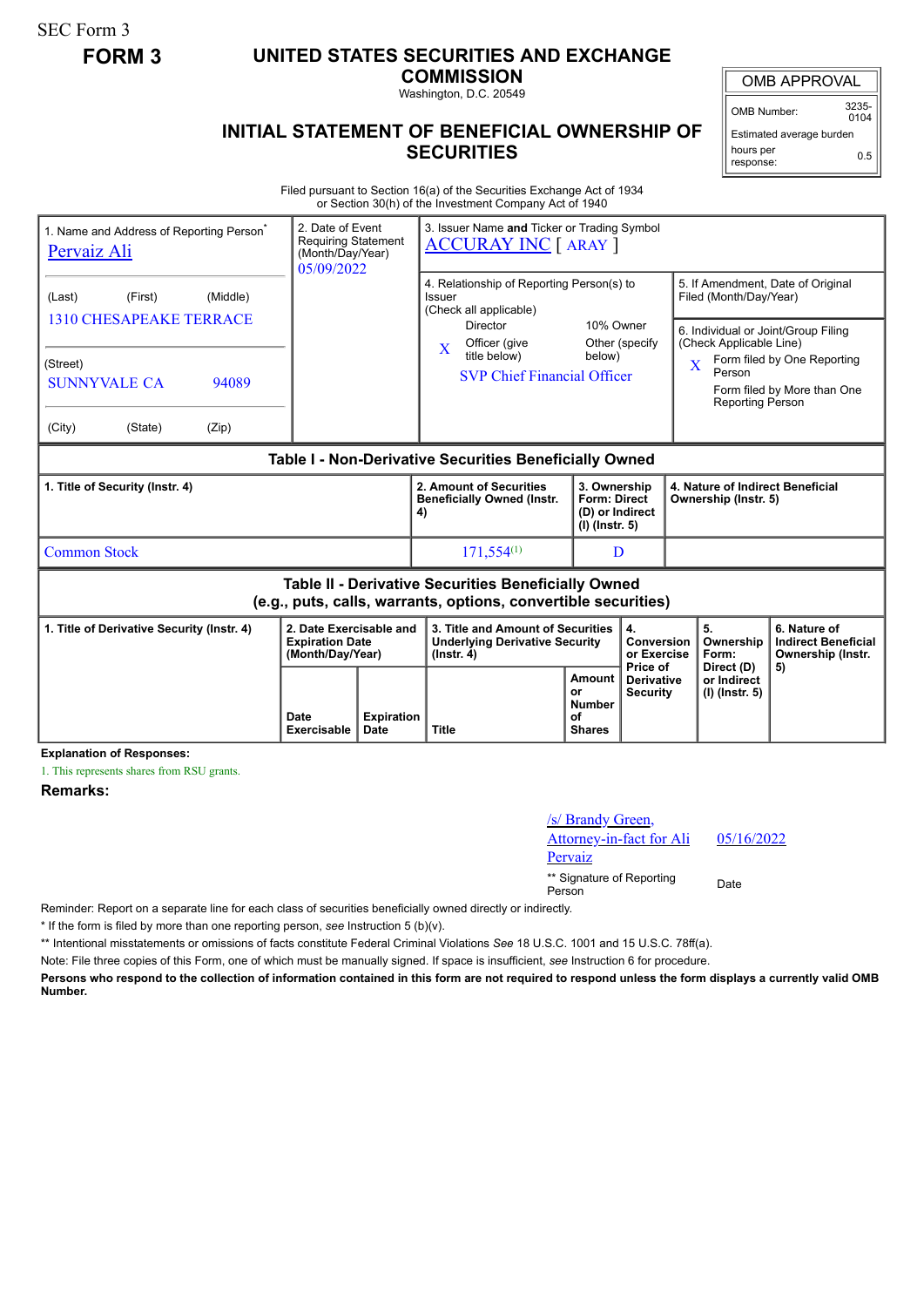SEC Form 3

**FORM 3**

# UNITED STATES SECURITIES AND EXCHANGE COMMISSION

Washington, D.C. 20549

## INITIAL STATEMENT OF BENEFICIAL OWNERSHIP OF SECURITIES

| OMB APPROVAL | |
|---|---|
| OMB Number: | 3235-0104 |
| Estimated average burden hours per response: | 0.5 |

Filed pursuant to Section 16(a) of the Securities Exchange Act of 1934 or Section 30(h) of the Investment Company Act of 1940

| 1. Name and Address of Reporting Person* | 2. Date of Event Requiring Statement (Month/Day/Year) | 3. Issuer Name and Ticker or Trading Symbol |
|---|---|---|
| Pervaiz Ali | 05/09/2022 | ACCURAY INC [ ARAY ] |
| (Last) (First) (Middle) 1310 CHESAPEAKE TERRACE | | 4. Relationship of Reporting Person(s) to Issuer (Check all applicable): Director; 10% Owner; X Officer (give title below); Other (specify below) — SVP Chief Financial Officer |
| (Street) SUNNYVALE CA 94089 | | 5. If Amendment, Date of Original Filed (Month/Day/Year) |
| (City) (State) (Zip) | | 6. Individual or Joint/Group Filing (Check Applicable Line): X Form filed by One Reporting Person; Form filed by More than One Reporting Person |

### Table I - Non-Derivative Securities Beneficially Owned

| 1. Title of Security (Instr. 4) | 2. Amount of Securities Beneficially Owned (Instr. 4) | 3. Ownership Form: Direct (D) or Indirect (I) (Instr. 5) | 4. Nature of Indirect Beneficial Ownership (Instr. 5) |
|---|---|---|---|
| Common Stock | 171,554[(1)] | D | |

### Table II - Derivative Securities Beneficially Owned (e.g., puts, calls, warrants, options, convertible securities)

| 1. Title of Derivative Security (Instr. 4) | 2. Date Exercisable and Expiration Date (Month/Day/Year) | | 3. Title and Amount of Securities Underlying Derivative Security (Instr. 4) | | 4. Conversion or Exercise Price of Derivative Security | 5. Ownership Form: Direct (D) or Indirect (I) (Instr. 5) | 6. Nature of Indirect Beneficial Ownership (Instr. 5) |
|---|---|---|---|---|---|---|---|
| | Date Exercisable | Expiration Date | Title | Amount or Number of Shares | | | |

**Explanation of Responses:**

1. This represents shares from RSU grants.

**Remarks:**

| /s/ Brandy Green, Attorney-in-fact for Ali Pervaiz | 05/16/2022 |
|---|---|
| ** Signature of Reporting Person | Date |

Reminder: Report on a separate line for each class of securities beneficially owned directly or indirectly.

* If the form is filed by more than one reporting person, *see* Instruction 5 (b)(v).

** Intentional misstatements or omissions of facts constitute Federal Criminal Violations *See* 18 U.S.C. 1001 and 15 U.S.C. 78ff(a).

Note: File three copies of this Form, one of which must be manually signed. If space is insufficient, *see* Instruction 6 for procedure.

**Persons who respond to the collection of information contained in this form are not required to respond unless the form displays a currently valid OMB Number.**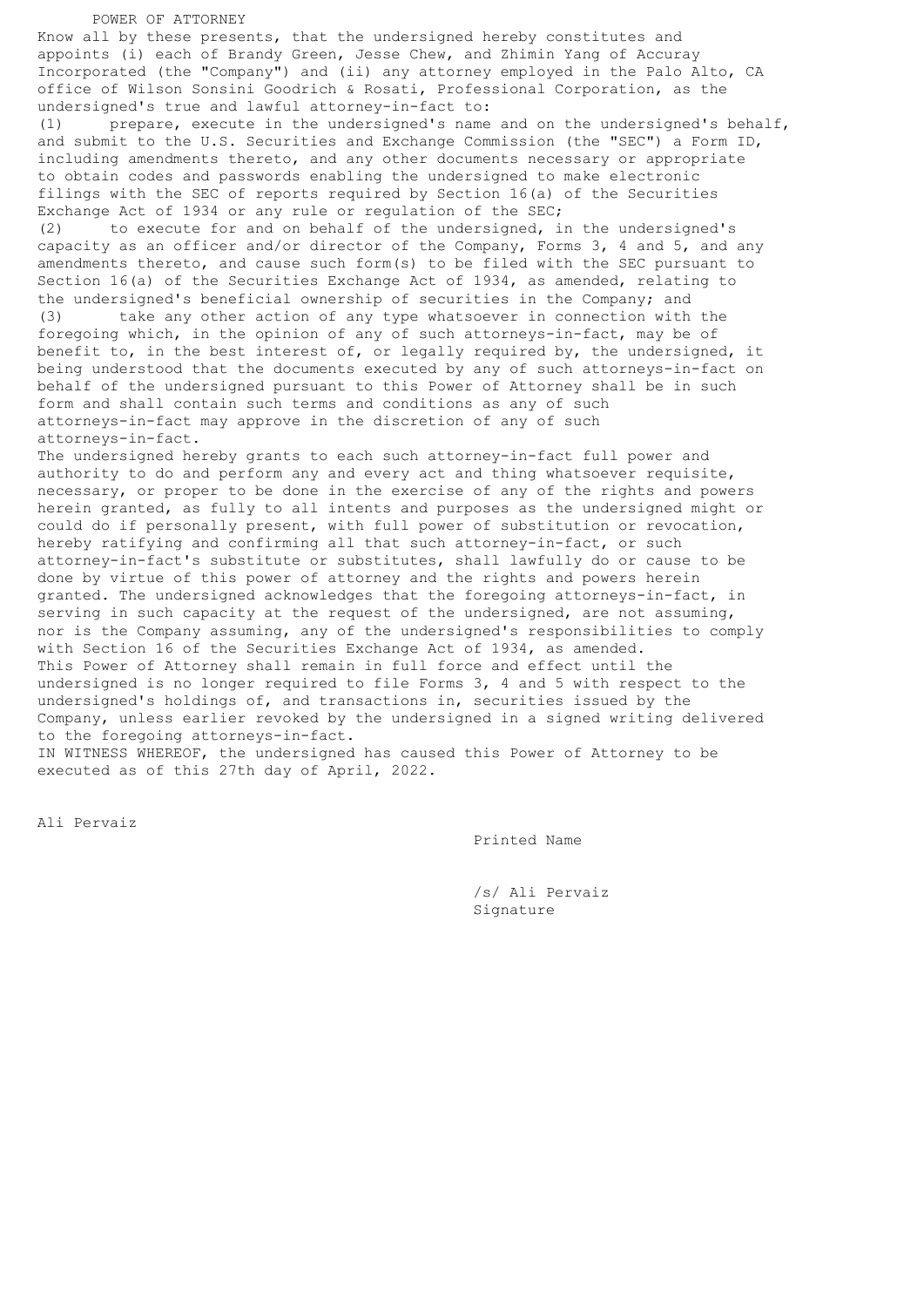# POWER OF ATTORNEY

Know all by these presents, that the undersigned hereby constitutes and appoints (i) each of Brandy Green, Jesse Chew, and Zhimin Yang of Accuray Incorporated (the "Company") and (ii) any attorney employed in the Palo Alto, CA office of Wilson Sonsini Goodrich & Rosati, Professional Corporation, as the undersigned's true and lawful attorney-in-fact to:

(1) prepare, execute in the undersigned's name and on the undersigned's behalf, and submit to the U.S. Securities and Exchange Commission (the "SEC") a Form ID, including amendments thereto, and any other documents necessary or appropriate to obtain codes and passwords enabling the undersigned to make electronic filings with the SEC of reports required by Section 16(a) of the Securities Exchange Act of 1934 or any rule or regulation of the SEC;

(2) to execute for and on behalf of the undersigned, in the undersigned's capacity as an officer and/or director of the Company, Forms 3, 4 and 5, and any amendments thereto, and cause such form(s) to be filed with the SEC pursuant to Section 16(a) of the Securities Exchange Act of 1934, as amended, relating to the undersigned's beneficial ownership of securities in the Company; and

(3) take any other action of any type whatsoever in connection with the foregoing which, in the opinion of any of such attorneys-in-fact, may be of benefit to, in the best interest of, or legally required by, the undersigned, it being understood that the documents executed by any of such attorneys-in-fact on behalf of the undersigned pursuant to this Power of Attorney shall be in such form and shall contain such terms and conditions as any of such attorneys-in-fact may approve in the discretion of any of such attorneys-in-fact.

The undersigned hereby grants to each such attorney-in-fact full power and authority to do and perform any and every act and thing whatsoever requisite, necessary, or proper to be done in the exercise of any of the rights and powers herein granted, as fully to all intents and purposes as the undersigned might or could do if personally present, with full power of substitution or revocation, hereby ratifying and confirming all that such attorney-in-fact, or such attorney-in-fact's substitute or substitutes, shall lawfully do or cause to be done by virtue of this power of attorney and the rights and powers herein granted. The undersigned acknowledges that the foregoing attorneys-in-fact, in serving in such capacity at the request of the undersigned, are not assuming, nor is the Company assuming, any of the undersigned's responsibilities to comply with Section 16 of the Securities Exchange Act of 1934, as amended.

This Power of Attorney shall remain in full force and effect until the undersigned is no longer required to file Forms 3, 4 and 5 with respect to the undersigned's holdings of, and transactions in, securities issued by the Company, unless earlier revoked by the undersigned in a signed writing delivered to the foregoing attorneys-in-fact.

IN WITNESS WHEREOF, the undersigned has caused this Power of Attorney to be executed as of this 27th day of April, 2022.

Ali Pervaiz

Printed Name

/s/ Ali Pervaiz

Signature